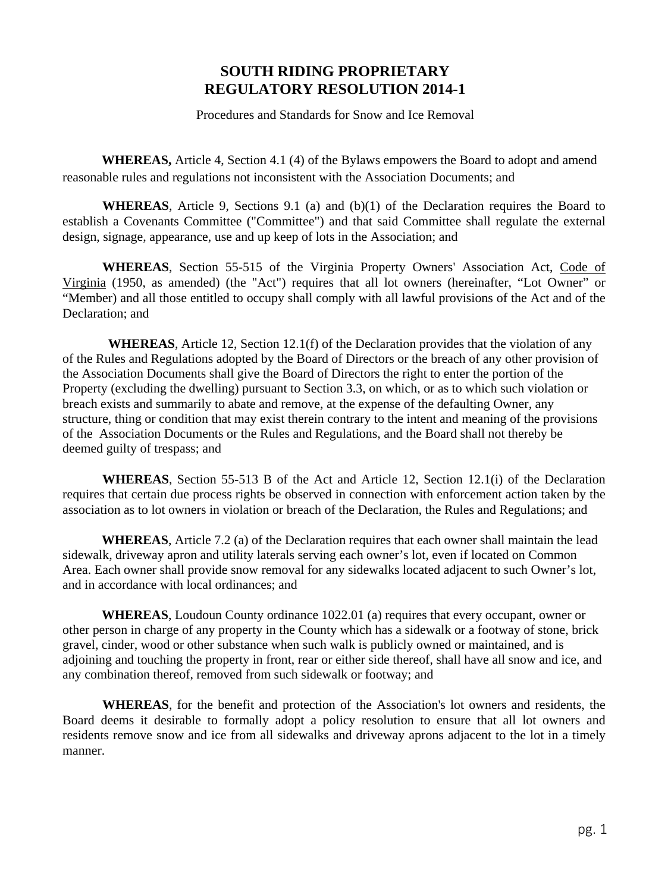# SOUTH RIDING PROPRIETARY
# REGULATORY RESOLUTION 2014-1

Procedures and Standards for Snow and Ice Removal

**WHEREAS,** Article 4, Section 4.1 (4) of the Bylaws empowers the Board to adopt and amend reasonable rules and regulations not inconsistent with the Association Documents; and

**WHEREAS**, Article 9, Sections 9.1 (a) and (b)(1) of the Declaration requires the Board to establish a Covenants Committee ("Committee") and that said Committee shall regulate the external design, signage, appearance, use and up keep of lots in the Association; and

**WHEREAS**, Section 55-515 of the Virginia Property Owners' Association Act, Code of Virginia (1950, as amended) (the "Act") requires that all lot owners (hereinafter, "Lot Owner" or "Member) and all those entitled to occupy shall comply with all lawful provisions of the Act and of the Declaration; and

**WHEREAS**, Article 12, Section 12.1(f) of the Declaration provides that the violation of any of the Rules and Regulations adopted by the Board of Directors or the breach of any other provision of the Association Documents shall give the Board of Directors the right to enter the portion of the Property (excluding the dwelling) pursuant to Section 3.3, on which, or as to which such violation or breach exists and summarily to abate and remove, at the expense of the defaulting Owner, any structure, thing or condition that may exist therein contrary to the intent and meaning of the provisions of the Association Documents or the Rules and Regulations, and the Board shall not thereby be deemed guilty of trespass; and

**WHEREAS**, Section 55-513 B of the Act and Article 12, Section 12.1(i) of the Declaration requires that certain due process rights be observed in connection with enforcement action taken by the association as to lot owners in violation or breach of the Declaration, the Rules and Regulations; and

**WHEREAS**, Article 7.2 (a) of the Declaration requires that each owner shall maintain the lead sidewalk, driveway apron and utility laterals serving each owner's lot, even if located on Common Area. Each owner shall provide snow removal for any sidewalks located adjacent to such Owner's lot, and in accordance with local ordinances; and

**WHEREAS**, Loudoun County ordinance 1022.01 (a) requires that every occupant, owner or other person in charge of any property in the County which has a sidewalk or a footway of stone, brick gravel, cinder, wood or other substance when such walk is publicly owned or maintained, and is adjoining and touching the property in front, rear or either side thereof, shall have all snow and ice, and any combination thereof, removed from such sidewalk or footway; and

**WHEREAS**, for the benefit and protection of the Association's lot owners and residents, the Board deems it desirable to formally adopt a policy resolution to ensure that all lot owners and residents remove snow and ice from all sidewalks and driveway aprons adjacent to the lot in a timely manner.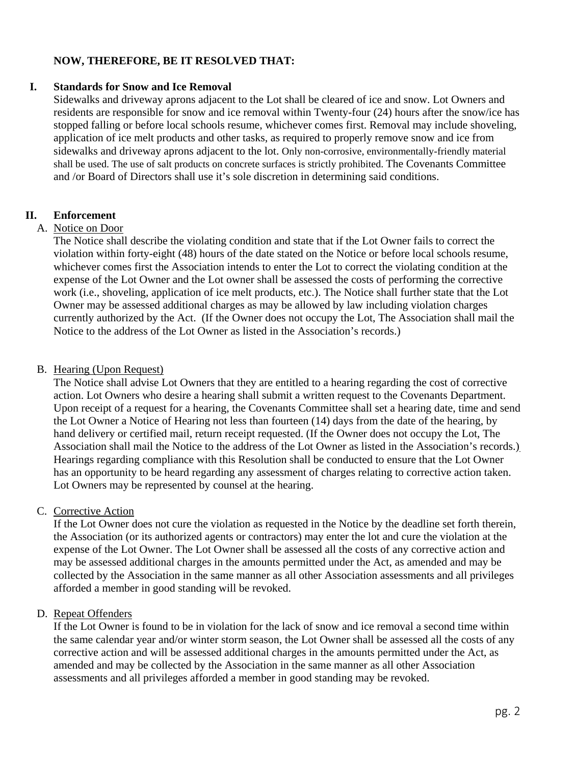**NOW, THEREFORE, BE IT RESOLVED THAT:**

## I. Standards for Snow and Ice Removal

Sidewalks and driveway aprons adjacent to the Lot shall be cleared of ice and snow. Lot Owners and residents are responsible for snow and ice removal within Twenty-four (24) hours after the snow/ice has stopped falling or before local schools resume, whichever comes first. Removal may include shoveling, application of ice melt products and other tasks, as required to properly remove snow and ice from sidewalks and driveway aprons adjacent to the lot. Only non-corrosive, environmentally-friendly material shall be used. The use of salt products on concrete surfaces is strictly prohibited. The Covenants Committee and /or Board of Directors shall use it's sole discretion in determining said conditions.

## II. Enforcement

### A. Notice on Door

The Notice shall describe the violating condition and state that if the Lot Owner fails to correct the violation within forty-eight (48) hours of the date stated on the Notice or before local schools resume, whichever comes first the Association intends to enter the Lot to correct the violating condition at the expense of the Lot Owner and the Lot owner shall be assessed the costs of performing the corrective work (i.e., shoveling, application of ice melt products, etc.). The Notice shall further state that the Lot Owner may be assessed additional charges as may be allowed by law including violation charges currently authorized by the Act. (If the Owner does not occupy the Lot, The Association shall mail the Notice to the address of the Lot Owner as listed in the Association's records.)

### B. Hearing (Upon Request)

The Notice shall advise Lot Owners that they are entitled to a hearing regarding the cost of corrective action. Lot Owners who desire a hearing shall submit a written request to the Covenants Department. Upon receipt of a request for a hearing, the Covenants Committee shall set a hearing date, time and send the Lot Owner a Notice of Hearing not less than fourteen (14) days from the date of the hearing, by hand delivery or certified mail, return receipt requested. (If the Owner does not occupy the Lot, The Association shall mail the Notice to the address of the Lot Owner as listed in the Association's records.) Hearings regarding compliance with this Resolution shall be conducted to ensure that the Lot Owner has an opportunity to be heard regarding any assessment of charges relating to corrective action taken. Lot Owners may be represented by counsel at the hearing.

### C. Corrective Action

If the Lot Owner does not cure the violation as requested in the Notice by the deadline set forth therein, the Association (or its authorized agents or contractors) may enter the lot and cure the violation at the expense of the Lot Owner. The Lot Owner shall be assessed all the costs of any corrective action and may be assessed additional charges in the amounts permitted under the Act, as amended and may be collected by the Association in the same manner as all other Association assessments and all privileges afforded a member in good standing will be revoked.

### D. Repeat Offenders

If the Lot Owner is found to be in violation for the lack of snow and ice removal a second time within the same calendar year and/or winter storm season, the Lot Owner shall be assessed all the costs of any corrective action and will be assessed additional charges in the amounts permitted under the Act, as amended and may be collected by the Association in the same manner as all other Association assessments and all privileges afforded a member in good standing may be revoked.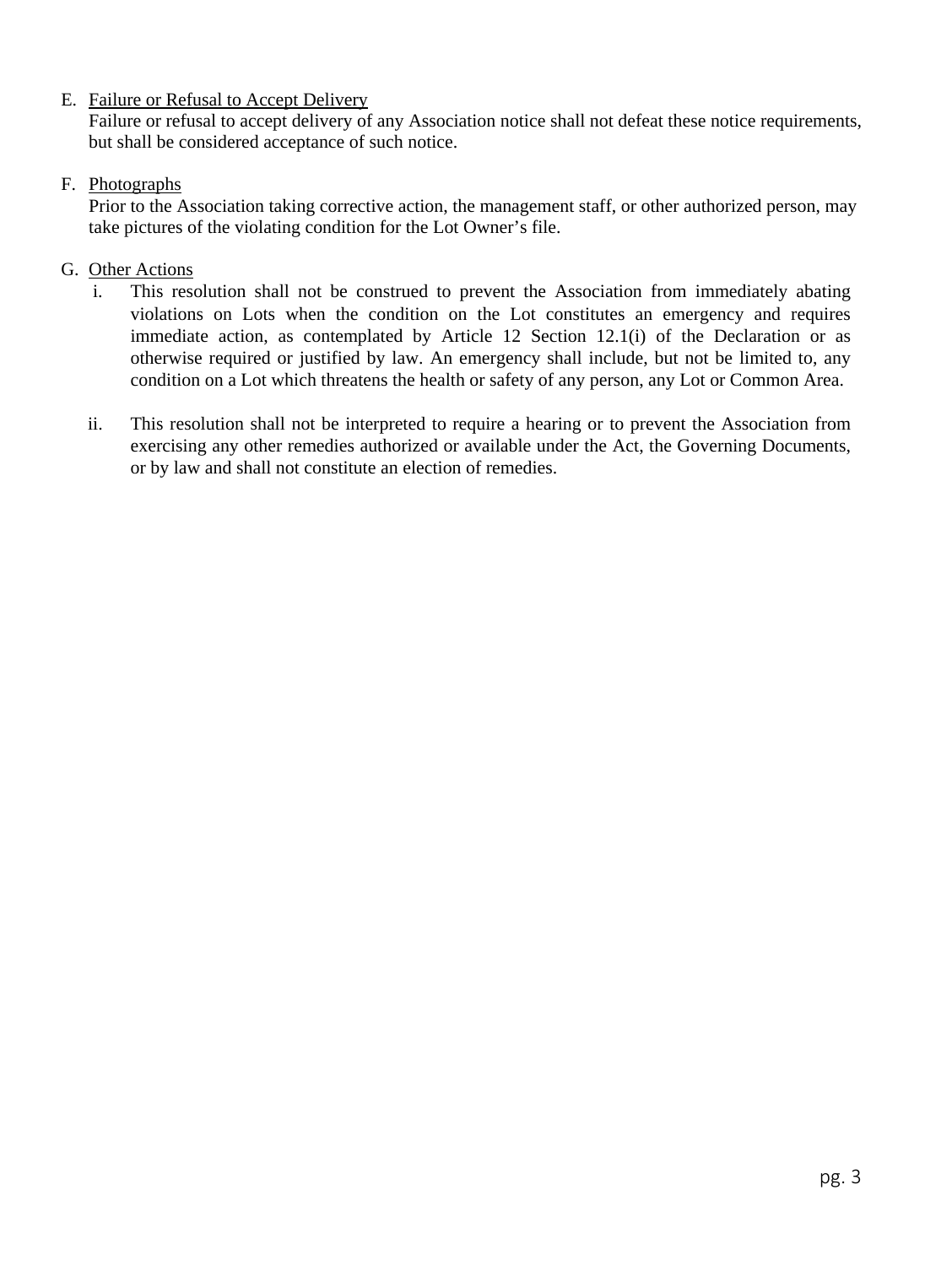E. <u>Failure or Refusal to Accept Delivery</u>
   Failure or refusal to accept delivery of any Association notice shall not defeat these notice requirements, but shall be considered acceptance of such notice.

F. <u>Photographs</u>
   Prior to the Association taking corrective action, the management staff, or other authorized person, may take pictures of the violating condition for the Lot Owner's file.

G. <u>Other Actions</u>
   i. This resolution shall not be construed to prevent the Association from immediately abating violations on Lots when the condition on the Lot constitutes an emergency and requires immediate action, as contemplated by Article 12 Section 12.1(i) of the Declaration or as otherwise required or justified by law. An emergency shall include, but not be limited to, any condition on a Lot which threatens the health or safety of any person, any Lot or Common Area.

   ii. This resolution shall not be interpreted to require a hearing or to prevent the Association from exercising any other remedies authorized or available under the Act, the Governing Documents, or by law and shall not constitute an election of remedies.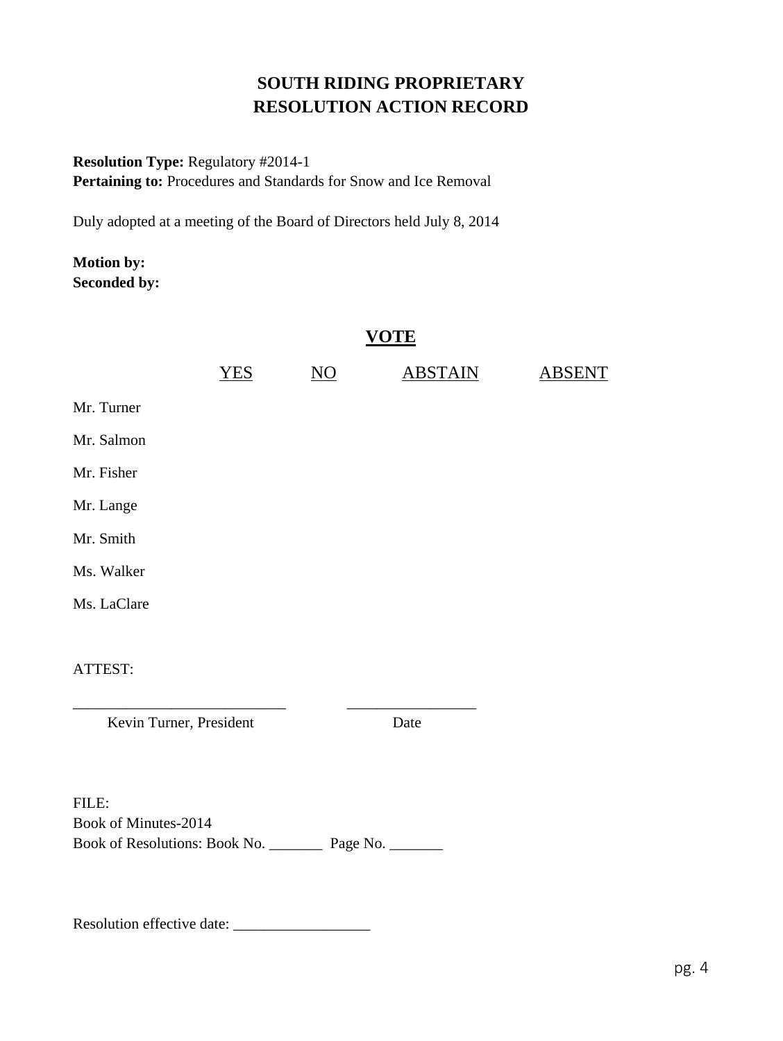# SOUTH RIDING PROPRIETARY
# RESOLUTION ACTION RECORD

**Resolution Type:** Regulatory #2014-1
**Pertaining to:** Procedures and Standards for Snow and Ice Removal

Duly adopted at a meeting of the Board of Directors held July 8, 2014

**Motion by:**
**Seconded by:**

## VOTE

| | YES | NO | ABSTAIN | ABSENT |
|---|---|---|---|---|
| Mr. Turner | | | | |
| Mr. Salmon | | | | |
| Mr. Fisher | | | | |
| Mr. Lange | | | | |
| Mr. Smith | | | | |
| Ms. Walker | | | | |
| Ms. LaClare | | | | |

ATTEST:

____________________________ _________________
Kevin Turner, President Date

FILE:
Book of Minutes-2014
Book of Resolutions: Book No. _______ Page No. _______

Resolution effective date: __________________